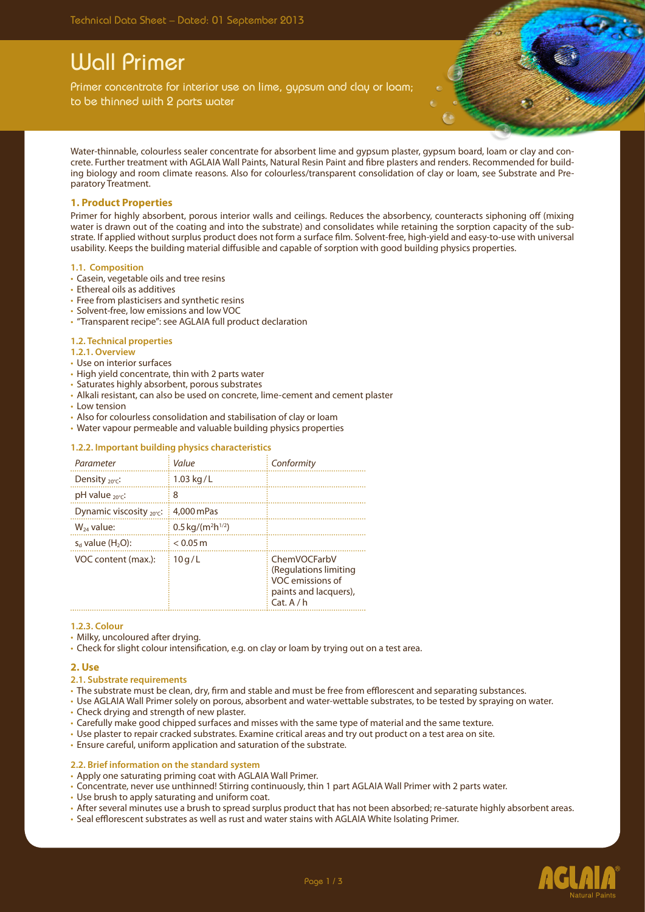# Wall Primer

Primer concentrate for interior use on lime, gypsum and clay or loam; to be thinned with 2 parts water

Water-thinnable, colourless sealer concentrate for absorbent lime and gypsum plaster, gypsum board, loam or clay and concrete. Further treatment with AGLAIA Wall Paints, Natural Resin Paint and fibre plasters and renders. Recommended for building biology and room climate reasons. Also for colourless/transparent consolidation of clay or loam, see Substrate and Preparatory Treatment.

## 1. Product Properties

Primer for highly absorbent, porous interior walls and ceilings. Reduces the absorbency, counteracts siphoning off (mixing water is drawn out of the coating and into the substrate) and consolidates while retaining the sorption capacity of the substrate. If applied without surplus product does not form a surface film. Solvent-free, high-yield and easy-to-use with universal usability. Keeps the building material diffusible and capable of sorption with good building physics properties.

### 1.1. Composition

- Casein, vegetable oils and tree resins
- Ethereal oils as additives
- Free from plasticisers and synthetic resins
- Solvent-free, low emissions and low VOC
- "Transparent recipe": see AGLAIA full product declaration

### 1.2. Technical properties

#### 1.2.1. Overview

- Use on interior surfaces
- High yield concentrate, thin with 2 parts water
- Saturates highly absorbent, porous substrates
- Alkali resistant, can also be used on concrete, lime-cement and cement plaster
- Low tension
- Also for colourless consolidation and stabilisation of clay or loam
- Water vapour permeable and valuable building physics properties

#### 1.2.2. Important building physics characteristics

| *Parameter* | *Value* | *Conformity* |
|---|---|---|
| Density $_{20°C}$: | 1.03 kg / L | |
| pH value $_{20°C}$: | 8 | |
| Dynamic viscosity $_{20°C}$: | 4,000 mPas | |
| $W_{24}$ value: | 0.5 kg/(m²h$^{1/2}$) | |
| $s_d$ value ($H_2O$): | < 0.05 m | |
| VOC content (max.): | 10 g / L | ChemVOCFarbV (Regulations limiting VOC emissions of paints and lacquers), Cat. A / h |

#### 1.2.3. Colour

- Milky, uncoloured after drying.
- Check for slight colour intensification, e.g. on clay or loam by trying out on a test area.

## 2. Use

### 2.1. Substrate requirements

- The substrate must be clean, dry, firm and stable and must be free from efflorescent and separating substances.
- Use AGLAIA Wall Primer solely on porous, absorbent and water-wettable substrates, to be tested by spraying on water.
- Check drying and strength of new plaster.
- Carefully make good chipped surfaces and misses with the same type of material and the same texture.
- Use plaster to repair cracked substrates. Examine critical areas and try out product on a test area on site.
- Ensure careful, uniform application and saturation of the substrate.

### 2.2. Brief information on the standard system

- Apply one saturating priming coat with AGLAIA Wall Primer.
- Concentrate, never use unthinned! Stirring continuously, thin 1 part AGLAIA Wall Primer with 2 parts water.
- Use brush to apply saturating and uniform coat.
- After several minutes use a brush to spread surplus product that has not been absorbed; re-saturate highly absorbent areas.
- Seal efflorescent substrates as well as rust and water stains with AGLAIA White Isolating Primer.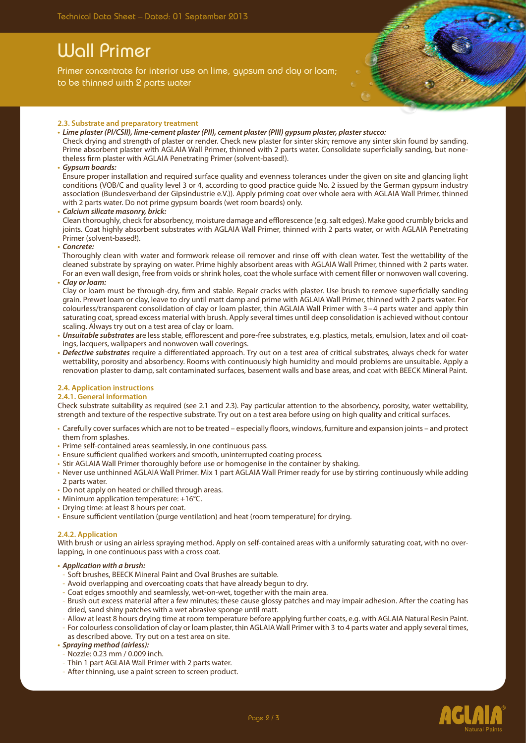# Wall Primer

Primer concentrate for interior use on lime, gypsum and clay or loam; to be thinned with 2 parts water

#### 2.3. Substrate and preparatory treatment

- ***Lime plaster (PI/CSII), lime-cement plaster (PII), cement plaster (PIII) gypsum plaster, plaster stucco:***
  Check drying and strength of plaster or render. Check new plaster for sinter skin; remove any sinter skin found by sanding. Prime absorbent plaster with AGLAIA Wall Primer, thinned with 2 parts water. Consolidate superficially sanding, but nonetheless firm plaster with AGLAIA Penetrating Primer (solvent-based!).
- ***Gypsum boards:***
  Ensure proper installation and required surface quality and evenness tolerances under the given on site and glancing light conditions (VOB/C and quality level 3 or 4, according to good practice guide No. 2 issued by the German gypsum industry association (Bundesverband der Gipsindustrie e.V.)). Apply priming coat over whole aera with AGLAIA Wall Primer, thinned with 2 parts water. Do not prime gypsum boards (wet room boards) only.
- ***Calcium silicate masonry, brick:***
  Clean thoroughly, check for absorbency, moisture damage and efflorescence (e.g. salt edges). Make good crumbly bricks and joints. Coat highly absorbent substrates with AGLAIA Wall Primer, thinned with 2 parts water, or with AGLAIA Penetrating Primer (solvent-based!).
- ***Concrete:***
  Thoroughly clean with water and formwork release oil remover and rinse off with clean water. Test the wettability of the cleaned substrate by spraying on water. Prime highly absorbent areas with AGLAIA Wall Primer, thinned with 2 parts water. For an even wall design, free from voids or shrink holes, coat the whole surface with cement filler or nonwoven wall covering.
- ***Clay or loam:***
  Clay or loam must be through-dry, firm and stable. Repair cracks with plaster. Use brush to remove superficially sanding grain. Prewet loam or clay, leave to dry until matt damp and prime with AGLAIA Wall Primer, thinned with 2 parts water. For colourless/transparent consolidation of clay or loam plaster, thin AGLAIA Wall Primer with 3 – 4 parts water and apply thin saturating coat, spread excess material with brush. Apply several times until deep consolidation is achieved without contour scaling. Always try out on a test area of clay or loam.
- ***Unsuitable substrates*** are less stable, efflorescent and pore-free substrates, e.g. plastics, metals, emulsion, latex and oil coatings, lacquers, wallpapers and nonwoven wall coverings.
- ***Defective substrates*** require a differentiated approach. Try out on a test area of critical substrates, always check for water wettability, porosity and absorbency. Rooms with continuously high humidity and mould problems are unsuitable. Apply a renovation plaster to damp, salt contaminated surfaces, basement walls and base areas, and coat with BEECK Mineral Paint.

#### 2.4. Application instructions

##### 2.4.1. General information

Check substrate suitability as required (see 2.1 and 2.3). Pay particular attention to the absorbency, porosity, water wettability, strength and texture of the respective substrate. Try out on a test area before using on high quality and critical surfaces.

- Carefully cover surfaces which are not to be treated – especially floors, windows, furniture and expansion joints – and protect them from splashes.
- Prime self-contained areas seamlessly, in one continuous pass.
- Ensure sufficient qualified workers and smooth, uninterrupted coating process.
- Stir AGLAIA Wall Primer thoroughly before use or homogenise in the container by shaking.
- Never use unthinned AGLAIA Wall Primer. Mix 1 part AGLAIA Wall Primer ready for use by stirring continuously while adding 2 parts water.
- Do not apply on heated or chilled through areas.
- Minimum application temperature: +16°C.
- Drying time: at least 8 hours per coat.
- Ensure sufficient ventilation (purge ventilation) and heat (room temperature) for drying.

##### 2.4.2. Application

With brush or using an airless spraying method. Apply on self-contained areas with a uniformly saturating coat, with no overlapping, in one continuous pass with a cross coat.

- ***Application with a brush:***
  - Soft brushes, BEECK Mineral Paint and Oval Brushes are suitable.
  - Avoid overlapping and overcoating coats that have already begun to dry.
  - Coat edges smoothly and seamlessly, wet-on-wet, together with the main area.
  - Brush out excess material after a few minutes; these cause glossy patches and may impair adhesion. After the coating has dried, sand shiny patches with a wet abrasive sponge until matt.
  - Allow at least 8 hours drying time at room temperature before applying further coats, e.g. with AGLAIA Natural Resin Paint.
  - For colourless consolidation of clay or loam plaster, thin AGLAIA Wall Primer with 3 to 4 parts water and apply several times, as described above. Try out on a test area on site.
- ***Spraying method (airless):***
  - Nozzle: 0.23 mm / 0.009 inch.
  - Thin 1 part AGLAIA Wall Primer with 2 parts water.
  - After thinning, use a paint screen to screen product.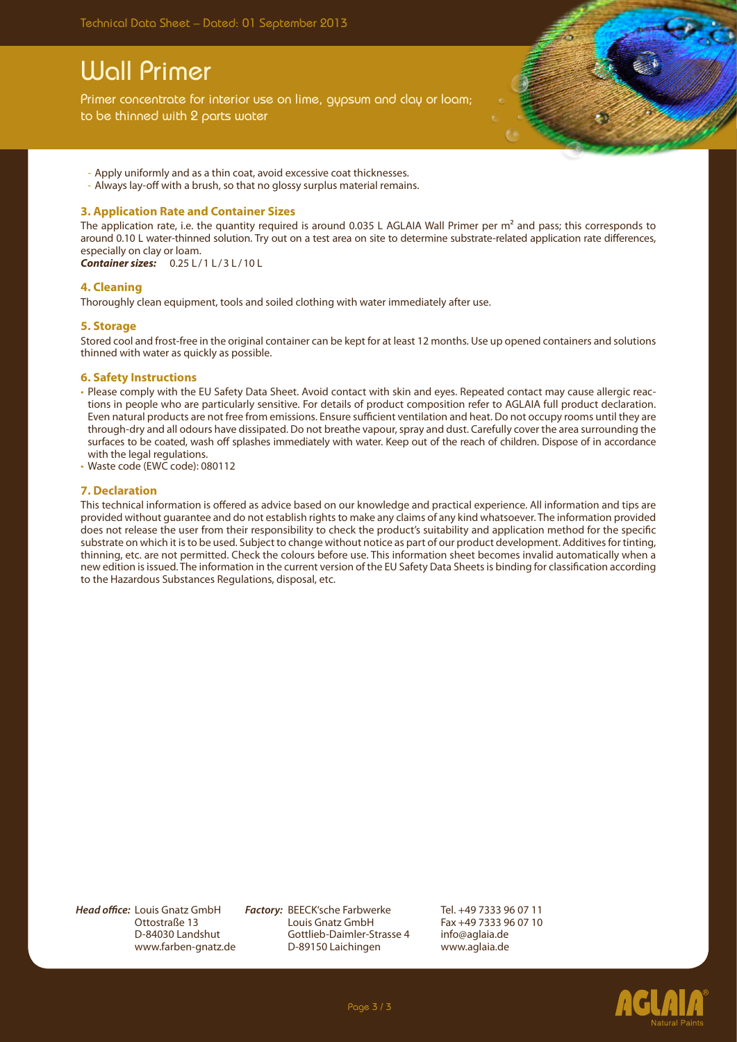Technical Data Sheet – Dated: 01 September 2013

# Wall Primer

Primer concentrate for interior use on lime, gypsum and clay or loam; to be thinned with 2 parts water

- Apply uniformly and as a thin coat, avoid excessive coat thicknesses.
- Always lay-off with a brush, so that no glossy surplus material remains.

### 3. Application Rate and Container Sizes

The application rate, i.e. the quantity required is around 0.035 L AGLAIA Wall Primer per m² and pass; this corresponds to around 0.10 L water-thinned solution. Try out on a test area on site to determine substrate-related application rate differences, especially on clay or loam.

***Container sizes:*** 0.25 L / 1 L / 3 L / 10 L

### 4. Cleaning

Thoroughly clean equipment, tools and soiled clothing with water immediately after use.

### 5. Storage

Stored cool and frost-free in the original container can be kept for at least 12 months. Use up opened containers and solutions thinned with water as quickly as possible.

### 6. Safety Instructions

- Please comply with the EU Safety Data Sheet. Avoid contact with skin and eyes. Repeated contact may cause allergic reactions in people who are particularly sensitive. For details of product composition refer to AGLAIA full product declaration. Even natural products are not free from emissions. Ensure sufficient ventilation and heat. Do not occupy rooms until they are through-dry and all odours have dissipated. Do not breathe vapour, spray and dust. Carefully cover the area surrounding the surfaces to be coated, wash off splashes immediately with water. Keep out of the reach of children. Dispose of in accordance with the legal regulations.
- Waste code (EWC code): 080112

### 7. Declaration

This technical information is offered as advice based on our knowledge and practical experience. All information and tips are provided without guarantee and do not establish rights to make any claims of any kind whatsoever. The information provided does not release the user from their responsibility to check the product's suitability and application method for the specific substrate on which it is to be used. Subject to change without notice as part of our product development. Additives for tinting, thinning, etc. are not permitted. Check the colours before use. This information sheet becomes invalid automatically when a new edition is issued. The information in the current version of the EU Safety Data Sheets is binding for classification according to the Hazardous Substances Regulations, disposal, etc.

***Head office:*** Louis Gnatz GmbH
Ottostraße 13
D-84030 Landshut
www.farben-gnatz.de

***Factory:*** BEECK'sche Farbwerke
Louis Gnatz GmbH
Gottlieb-Daimler-Strasse 4
D-89150 Laichingen

Tel. +49 7333 96 07 11
Fax +49 7333 96 07 10
info@aglaia.de
www.aglaia.de

AGLAIA® Natural Paints